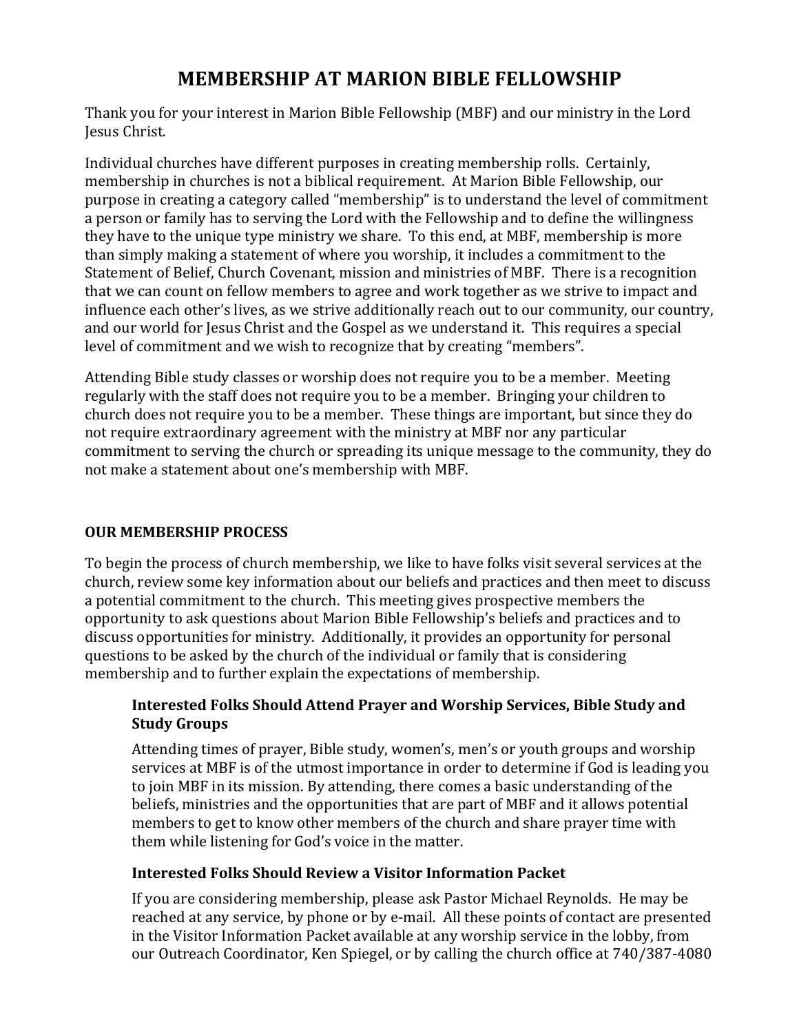# MEMBERSHIP AT MARION BIBLE FELLOWSHIP

Thank you for your interest in Marion Bible Fellowship (MBF) and our ministry in the Lord Jesus Christ.

Individual churches have different purposes in creating membership rolls. Certainly, membership in churches is not a biblical requirement. At Marion Bible Fellowship, our purpose in creating a category called "membership" is to understand the level of commitment a person or family has to serving the Lord with the Fellowship and to define the willingness they have to the unique type ministry we share. To this end, at MBF, membership is more than simply making a statement of where you worship, it includes a commitment to the Statement of Belief, Church Covenant, mission and ministries of MBF. There is a recognition that we can count on fellow members to agree and work together as we strive to impact and influence each other's lives, as we strive additionally reach out to our community, our country, and our world for Jesus Christ and the Gospel as we understand it. This requires a special level of commitment and we wish to recognize that by creating "members".

Attending Bible study classes or worship does not require you to be a member. Meeting regularly with the staff does not require you to be a member. Bringing your children to church does not require you to be a member. These things are important, but since they do not require extraordinary agreement with the ministry at MBF nor any particular commitment to serving the church or spreading its unique message to the community, they do not make a statement about one's membership with MBF.

## OUR MEMBERSHIP PROCESS

To begin the process of church membership, we like to have folks visit several services at the church, review some key information about our beliefs and practices and then meet to discuss a potential commitment to the church. This meeting gives prospective members the opportunity to ask questions about Marion Bible Fellowship's beliefs and practices and to discuss opportunities for ministry. Additionally, it provides an opportunity for personal questions to be asked by the church of the individual or family that is considering membership and to further explain the expectations of membership.

### Interested Folks Should Attend Prayer and Worship Services, Bible Study and Study Groups

Attending times of prayer, Bible study, women's, men's or youth groups and worship services at MBF is of the utmost importance in order to determine if God is leading you to join MBF in its mission. By attending, there comes a basic understanding of the beliefs, ministries and the opportunities that are part of MBF and it allows potential members to get to know other members of the church and share prayer time with them while listening for God's voice in the matter.

### Interested Folks Should Review a Visitor Information Packet

If you are considering membership, please ask Pastor Michael Reynolds. He may be reached at any service, by phone or by e-mail. All these points of contact are presented in the Visitor Information Packet available at any worship service in the lobby, from our Outreach Coordinator, Ken Spiegel, or by calling the church office at 740/387-4080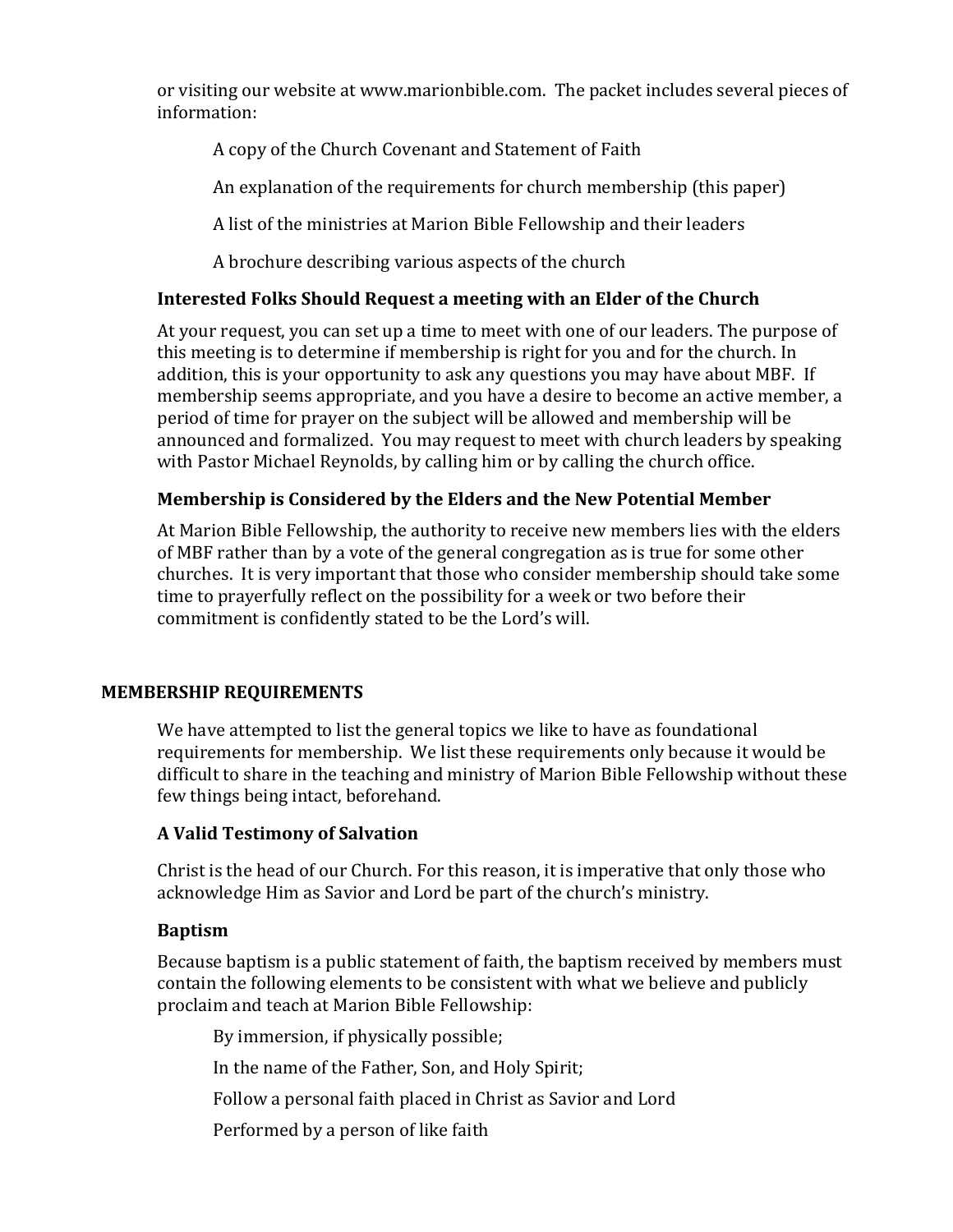or visiting our website at www.marionbible.com. The packet includes several pieces of information:

- A copy of the Church Covenant and Statement of Faith
- An explanation of the requirements for church membership (this paper)
- A list of the ministries at Marion Bible Fellowship and their leaders
- A brochure describing various aspects of the church

### Interested Folks Should Request a meeting with an Elder of the Church

At your request, you can set up a time to meet with one of our leaders. The purpose of this meeting is to determine if membership is right for you and for the church. In addition, this is your opportunity to ask any questions you may have about MBF. If membership seems appropriate, and you have a desire to become an active member, a period of time for prayer on the subject will be allowed and membership will be announced and formalized. You may request to meet with church leaders by speaking with Pastor Michael Reynolds, by calling him or by calling the church office.

### Membership is Considered by the Elders and the New Potential Member

At Marion Bible Fellowship, the authority to receive new members lies with the elders of MBF rather than by a vote of the general congregation as is true for some other churches. It is very important that those who consider membership should take some time to prayerfully reflect on the possibility for a week or two before their commitment is confidently stated to be the Lord's will.

## MEMBERSHIP REQUIREMENTS

We have attempted to list the general topics we like to have as foundational requirements for membership. We list these requirements only because it would be difficult to share in the teaching and ministry of Marion Bible Fellowship without these few things being intact, beforehand.

### A Valid Testimony of Salvation

Christ is the head of our Church. For this reason, it is imperative that only those who acknowledge Him as Savior and Lord be part of the church's ministry.

### Baptism

Because baptism is a public statement of faith, the baptism received by members must contain the following elements to be consistent with what we believe and publicly proclaim and teach at Marion Bible Fellowship:

- By immersion, if physically possible;
- In the name of the Father, Son, and Holy Spirit;
- Follow a personal faith placed in Christ as Savior and Lord
- Performed by a person of like faith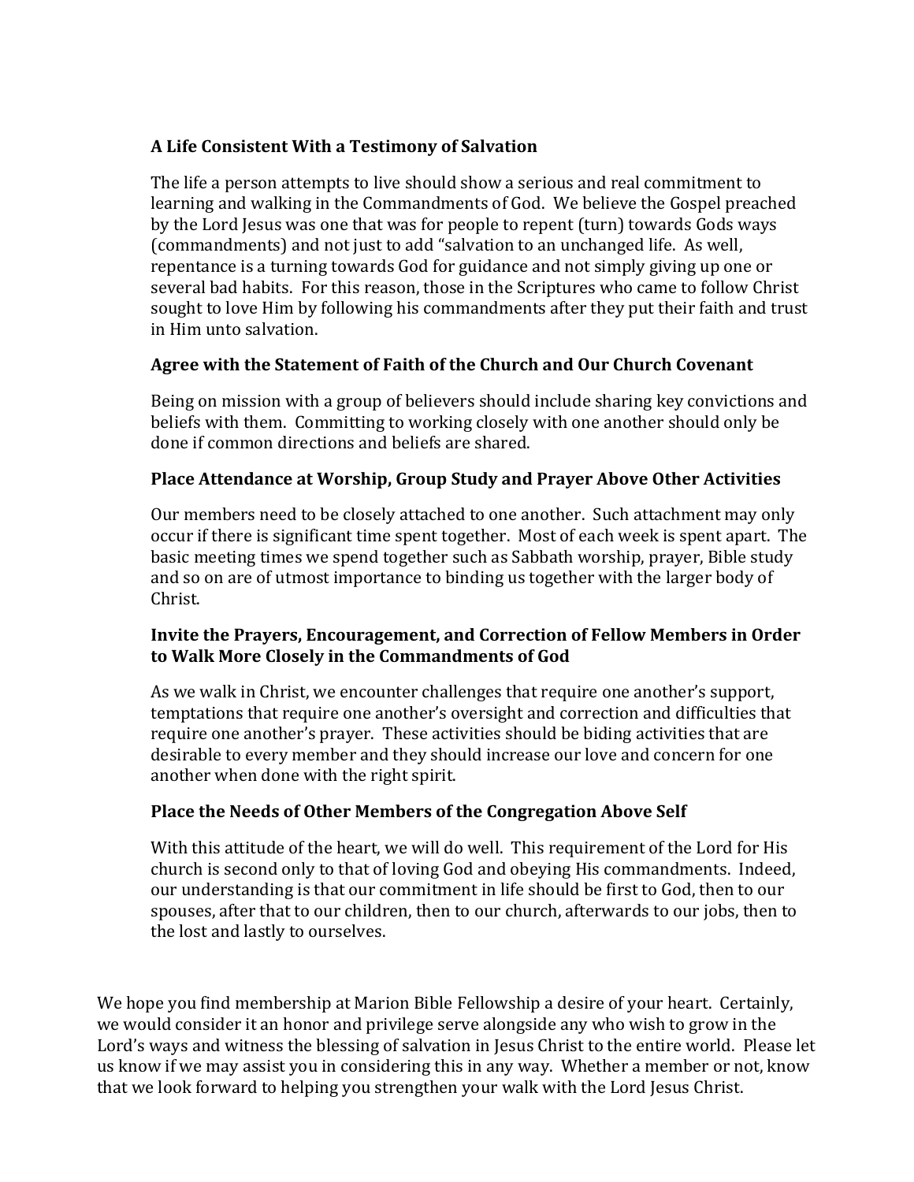**A Life Consistent With a Testimony of Salvation**

The life a person attempts to live should show a serious and real commitment to learning and walking in the Commandments of God. We believe the Gospel preached by the Lord Jesus was one that was for people to repent (turn) towards Gods ways (commandments) and not just to add "salvation to an unchanged life. As well, repentance is a turning towards God for guidance and not simply giving up one or several bad habits. For this reason, those in the Scriptures who came to follow Christ sought to love Him by following his commandments after they put their faith and trust in Him unto salvation.

**Agree with the Statement of Faith of the Church and Our Church Covenant**

Being on mission with a group of believers should include sharing key convictions and beliefs with them. Committing to working closely with one another should only be done if common directions and beliefs are shared.

**Place Attendance at Worship, Group Study and Prayer Above Other Activities**

Our members need to be closely attached to one another. Such attachment may only occur if there is significant time spent together. Most of each week is spent apart. The basic meeting times we spend together such as Sabbath worship, prayer, Bible study and so on are of utmost importance to binding us together with the larger body of Christ.

**Invite the Prayers, Encouragement, and Correction of Fellow Members in Order to Walk More Closely in the Commandments of God**

As we walk in Christ, we encounter challenges that require one another's support, temptations that require one another's oversight and correction and difficulties that require one another's prayer. These activities should be biding activities that are desirable to every member and they should increase our love and concern for one another when done with the right spirit.

**Place the Needs of Other Members of the Congregation Above Self**

With this attitude of the heart, we will do well. This requirement of the Lord for His church is second only to that of loving God and obeying His commandments. Indeed, our understanding is that our commitment in life should be first to God, then to our spouses, after that to our children, then to our church, afterwards to our jobs, then to the lost and lastly to ourselves.

We hope you find membership at Marion Bible Fellowship a desire of your heart. Certainly, we would consider it an honor and privilege serve alongside any who wish to grow in the Lord's ways and witness the blessing of salvation in Jesus Christ to the entire world. Please let us know if we may assist you in considering this in any way. Whether a member or not, know that we look forward to helping you strengthen your walk with the Lord Jesus Christ.